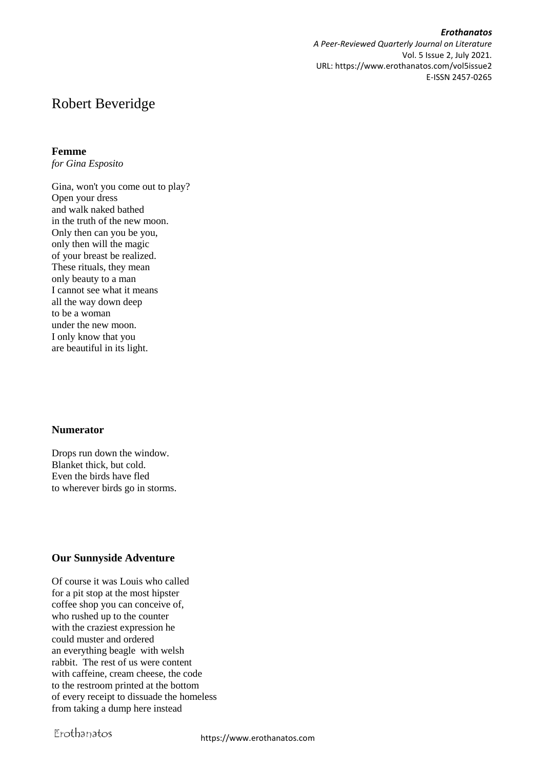# Robert Beveridge

## Femme

*for Gina Esposito*

Gina, won't you come out to play?
Open your dress
and walk naked bathed
in the truth of the new moon.
Only then can you be you,
only then will the magic
of your breast be realized.
These rituals, they mean
only beauty to a man
I cannot see what it means
all the way down deep
to be a woman
under the new moon.
I only know that you
are beautiful in its light.

## Numerator

Drops run down the window.
Blanket thick, but cold.
Even the birds have fled
to wherever birds go in storms.

## Our Sunnyside Adventure

Of course it was Louis who called
for a pit stop at the most hipster
coffee shop you can conceive of,
who rushed up to the counter
with the craziest expression he
could muster and ordered
an everything beagle with welsh
rabbit. The rest of us were content
with caffeine, cream cheese, the code
to the restroom printed at the bottom
of every receipt to dissuade the homeless
from taking a dump here instead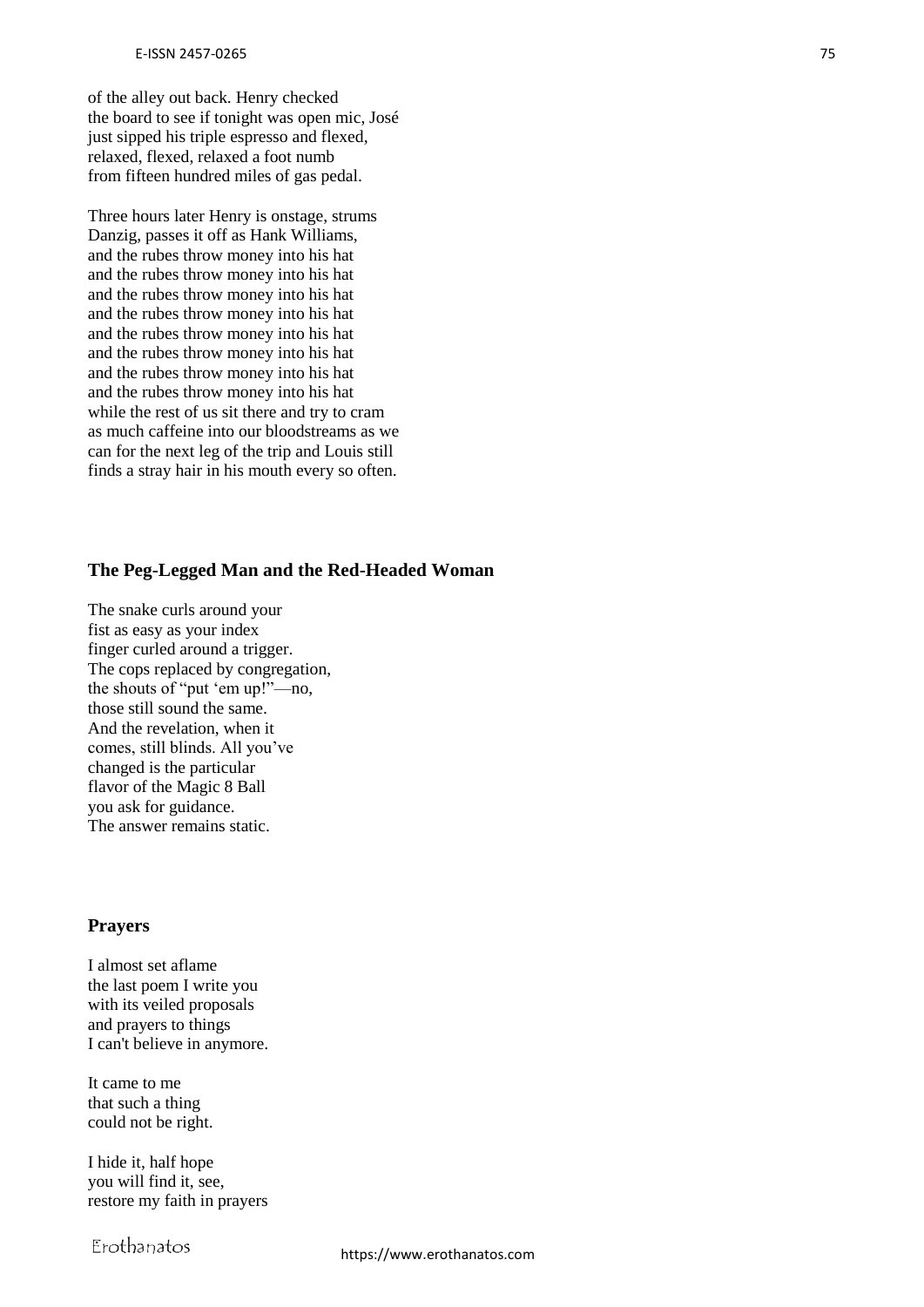of the alley out back. Henry checked
the board to see if tonight was open mic, José
just sipped his triple espresso and flexed,
relaxed, flexed, relaxed a foot numb
from fifteen hundred miles of gas pedal.

Three hours later Henry is onstage, strums
Danzig, passes it off as Hank Williams,
and the rubes throw money into his hat
and the rubes throw money into his hat
and the rubes throw money into his hat
and the rubes throw money into his hat
and the rubes throw money into his hat
and the rubes throw money into his hat
and the rubes throw money into his hat
and the rubes throw money into his hat
while the rest of us sit there and try to cram
as much caffeine into our bloodstreams as we
can for the next leg of the trip and Louis still
finds a stray hair in his mouth every so often.

### The Peg-Legged Man and the Red-Headed Woman

The snake curls around your
fist as easy as your index
finger curled around a trigger.
The cops replaced by congregation,
the shouts of "put 'em up!"—no,
those still sound the same.
And the revelation, when it
comes, still blinds. All you've
changed is the particular
flavor of the Magic 8 Ball
you ask for guidance.
The answer remains static.

### Prayers

I almost set aflame
the last poem I write you
with its veiled proposals
and prayers to things
I can't believe in anymore.

It came to me
that such a thing
could not be right.

I hide it, half hope
you will find it, see,
restore my faith in prayers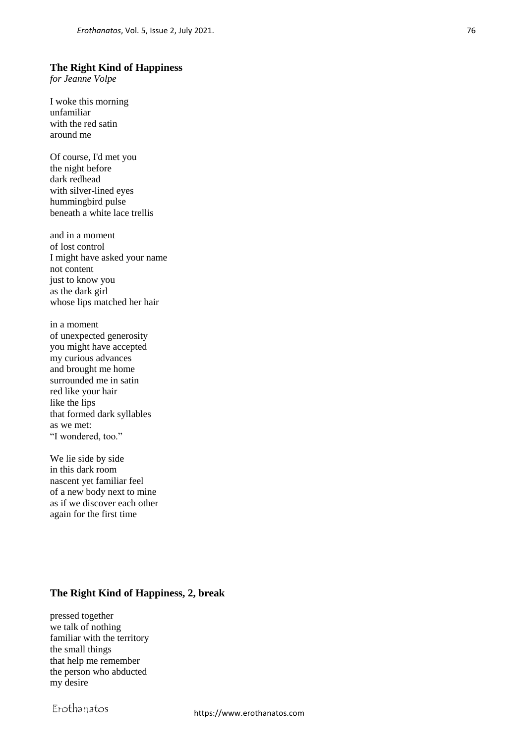### The Right Kind of Happiness

*for Jeanne Volpe*

I woke this morning
unfamiliar
with the red satin
around me

Of course, I'd met you
the night before
dark redhead
with silver-lined eyes
hummingbird pulse
beneath a white lace trellis

and in a moment
of lost control
I might have asked your name
not content
just to know you
as the dark girl
whose lips matched her hair

in a moment
of unexpected generosity
you might have accepted
my curious advances
and brought me home
surrounded me in satin
red like your hair
like the lips
that formed dark syllables
as we met:
"I wondered, too."

We lie side by side
in this dark room
nascent yet familiar feel
of a new body next to mine
as if we discover each other
again for the first time

### The Right Kind of Happiness, 2, break

pressed together
we talk of nothing
familiar with the territory
the small things
that help me remember
the person who abducted
my desire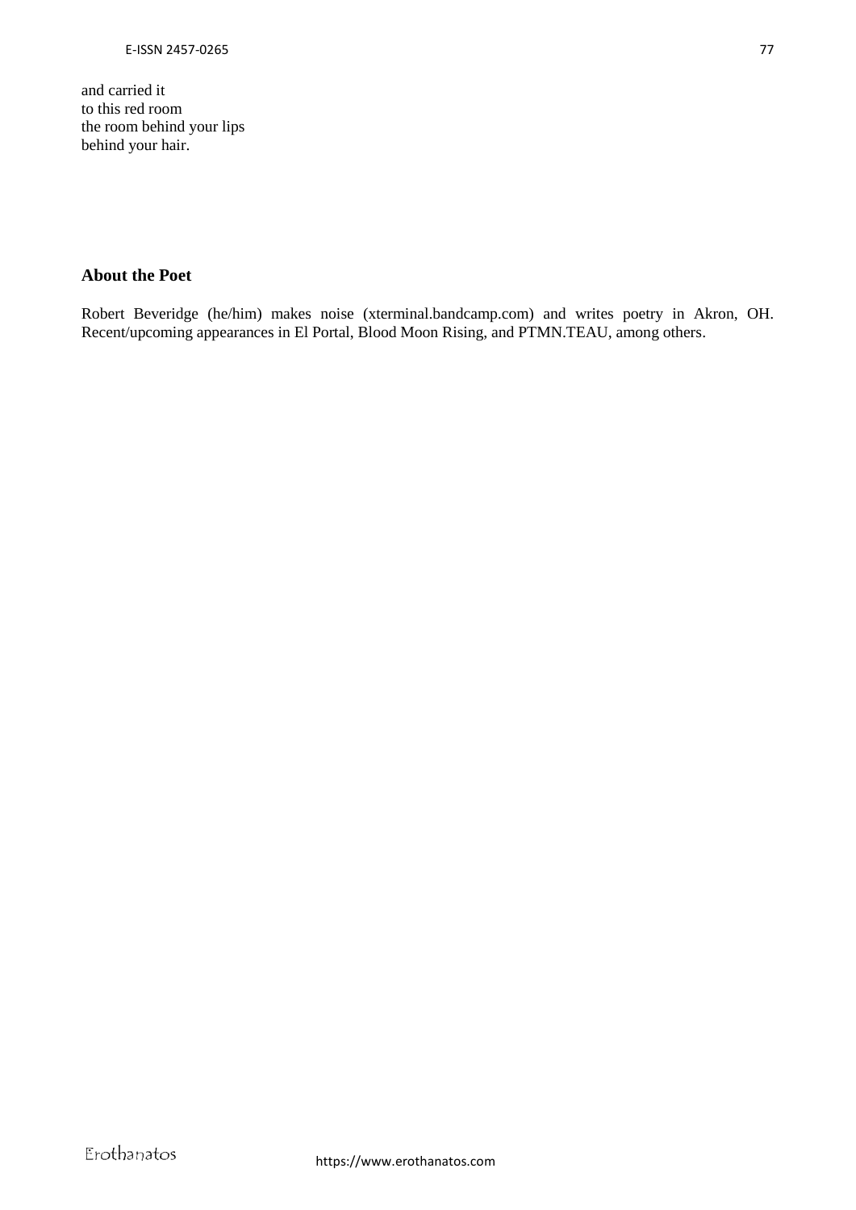and carried it  
to this red room  
the room behind your lips  
behind your hair.

## About the Poet

Robert Beveridge (he/him) makes noise (xterminal.bandcamp.com) and writes poetry in Akron, OH. Recent/upcoming appearances in El Portal, Blood Moon Rising, and PTMN.TEAU, among others.